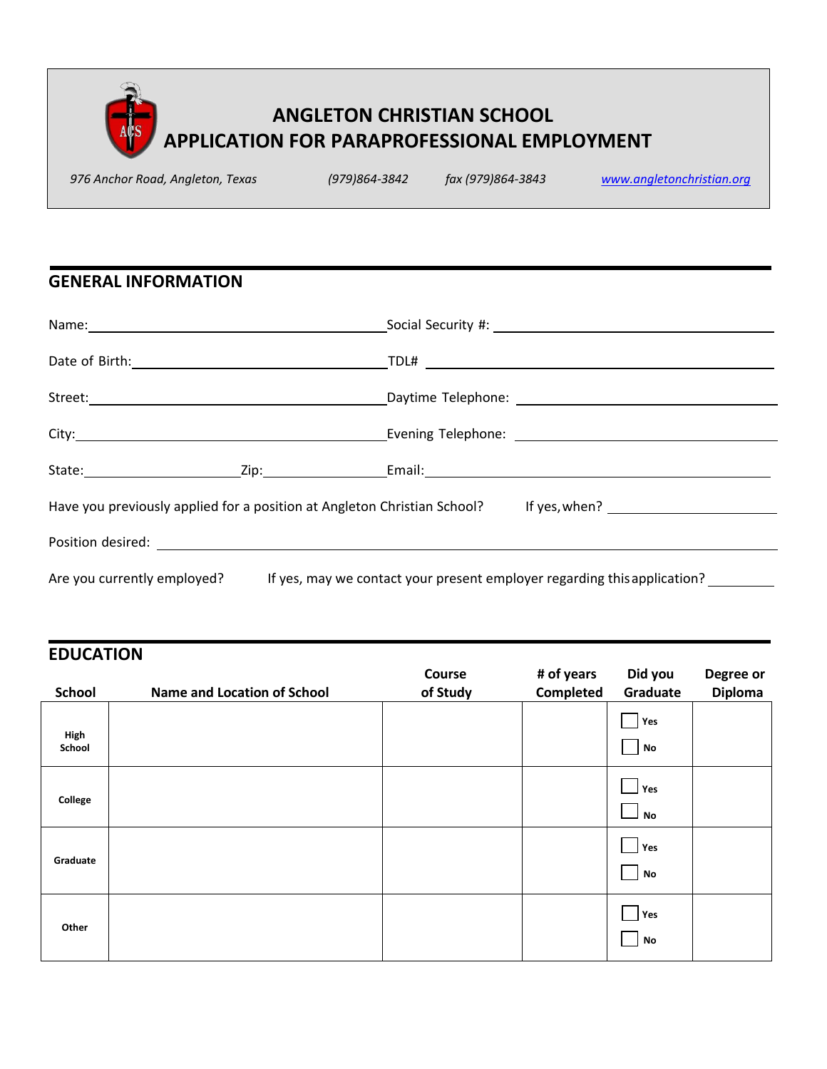# ANGLETON CHRISTIAN SCHOOL
# APPLICATION FOR PARAPROFESSIONAL EMPLOYMENT

*976 Anchor Road, Angleton, Texas* *(979)864-3842* *fax (979)864-3843* *www.angletonchristian.org*

## GENERAL INFORMATION

Name: ____________________ Social Security #: ____________________

Date of Birth: ____________________ TDL# ____________________

Street: ____________________ Daytime Telephone: ____________________

City: ____________________ Evening Telephone: ____________________

State: __________ Zip: __________ Email: ____________________

Have you previously applied for a position at Angleton Christian School? If yes, when? ____________________

Position desired: ____________________

Are you currently employed? If yes, may we contact your present employer regarding this application? __________

## EDUCATION

| School | Name and Location of School | Course of Study | # of years Completed | Did you Graduate | Degree or Diploma |
|---|---|---|---|---|---|
| High School | | | | ☐ Yes ☐ No | |
| College | | | | ☐ Yes ☐ No | |
| Graduate | | | | ☐ Yes ☐ No | |
| Other | | | | ☐ Yes ☐ No | |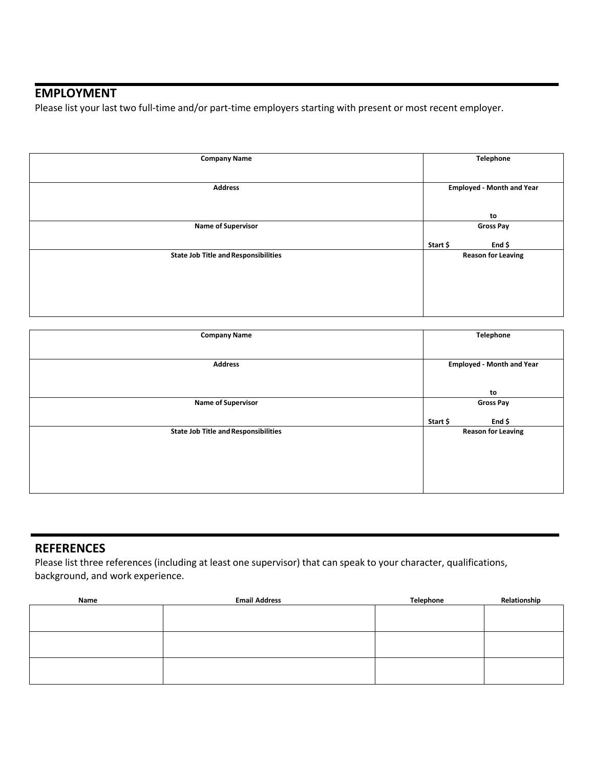## EMPLOYMENT

Please list your last two full-time and/or part-time employers starting with present or most recent employer.

| Company Name | Telephone |
| --- | --- |
| **Address** | **Employed - Month and Year**<br><br>**to** |
| **Name of Supervisor** | **Gross Pay**<br>**Start $ End $** |
| **State Job Title and Responsibilities** | **Reason for Leaving** |

| Company Name | Telephone |
| --- | --- |
| **Address** | **Employed - Month and Year**<br><br>**to** |
| **Name of Supervisor** | **Gross Pay**<br>**Start $ End $** |
| **State Job Title and Responsibilities** | **Reason for Leaving** |

## REFERENCES

Please list three references (including at least one supervisor) that can speak to your character, qualifications, background, and work experience.

| Name | Email Address | Telephone | Relationship |
| --- | --- | --- | --- |
| | | | |
| | | | |
| | | | |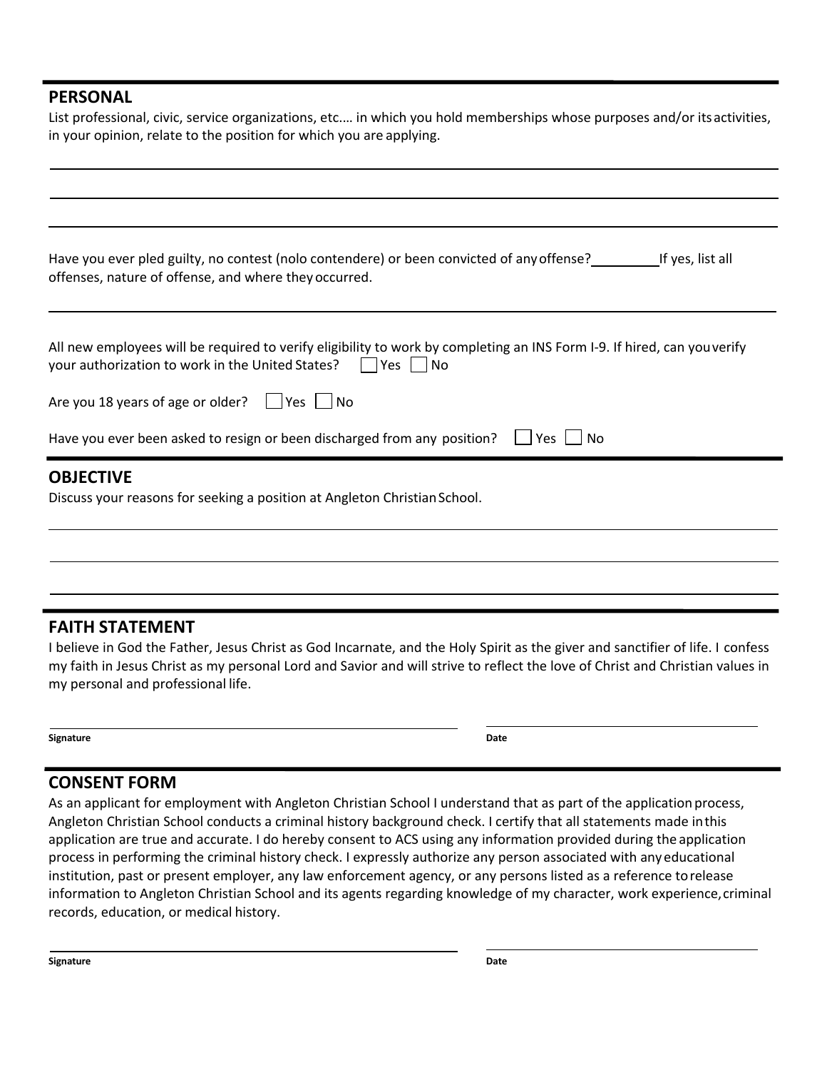## PERSONAL

List professional, civic, service organizations, etc.… in which you hold memberships whose purposes and/or its activities, in your opinion, relate to the position for which you are applying.

Have you ever pled guilty, no contest (nolo contendere) or been convicted of any offense? ________ If yes, list all offenses, nature of offense, and where they occurred.

All new employees will be required to verify eligibility to work by completing an INS Form I-9. If hired, can you verify your authorization to work in the United States? ☐ Yes ☐ No

Are you 18 years of age or older? ☐ Yes ☐ No

Have you ever been asked to resign or been discharged from any position? ☐ Yes ☐ No

## OBJECTIVE

Discuss your reasons for seeking a position at Angleton Christian School.

## FAITH STATEMENT

I believe in God the Father, Jesus Christ as God Incarnate, and the Holy Spirit as the giver and sanctifier of life. I confess my faith in Jesus Christ as my personal Lord and Savior and will strive to reflect the love of Christ and Christian values in my personal and professional life.

**Signature** **Date**

## CONSENT FORM

As an applicant for employment with Angleton Christian School I understand that as part of the application process, Angleton Christian School conducts a criminal history background check. I certify that all statements made in this application are true and accurate. I do hereby consent to ACS using any information provided during the application process in performing the criminal history check. I expressly authorize any person associated with any educational institution, past or present employer, any law enforcement agency, or any persons listed as a reference to release information to Angleton Christian School and its agents regarding knowledge of my character, work experience, criminal records, education, or medical history.

**Signature** **Date**